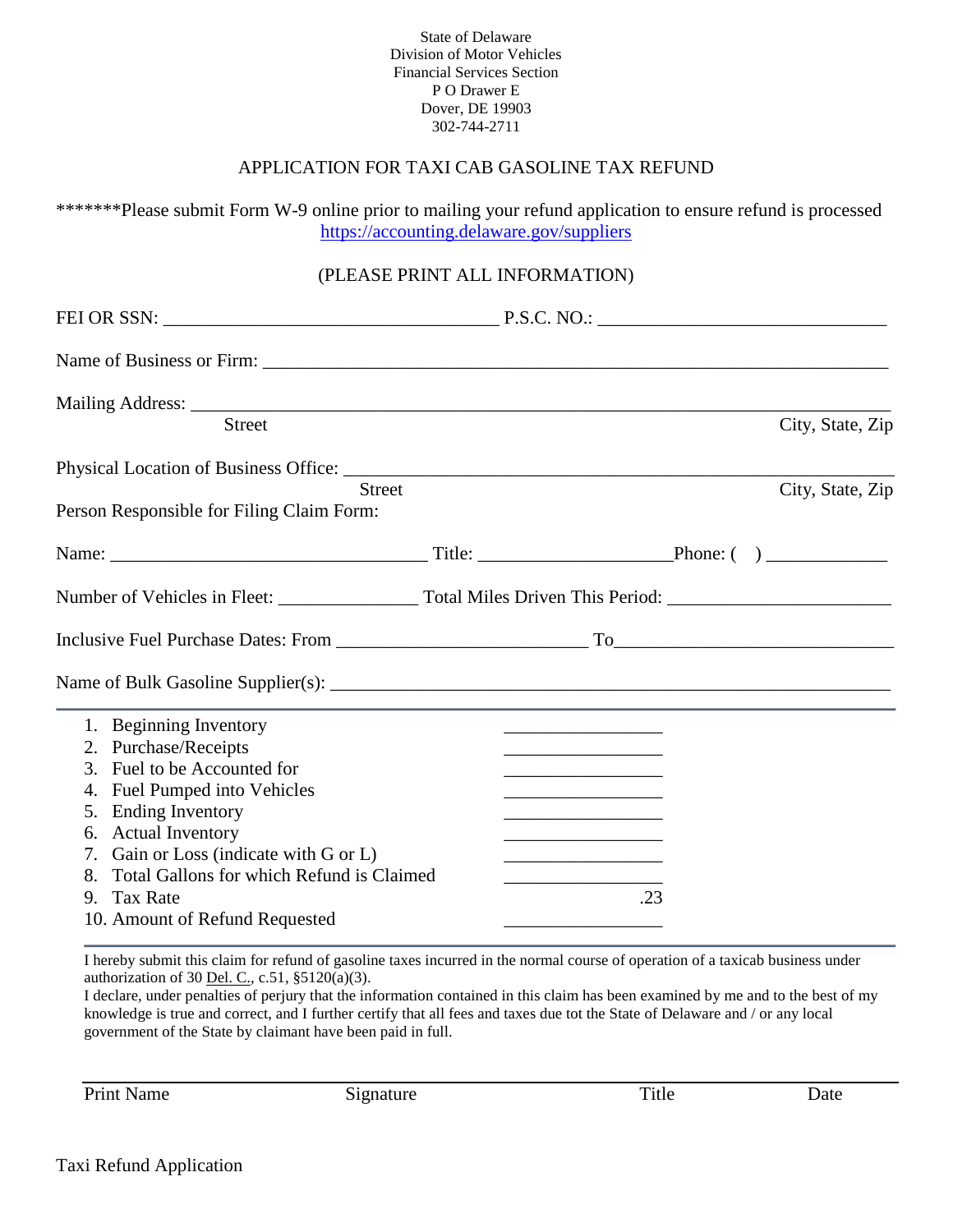State of Delaware
Division of Motor Vehicles
Financial Services Section
P O Drawer E
Dover, DE 19903
302-744-2711

# APPLICATION FOR TAXI CAB GASOLINE TAX REFUND

*******Please submit Form W-9 online prior to mailing your refund application to ensure refund is processed https://accounting.delaware.gov/suppliers

(PLEASE PRINT ALL INFORMATION)

FEI OR SSN: ___________________________________ P.S.C. NO.: ______________________________

Name of Business or Firm: ___________________________________________________________________

Mailing Address: ___________________________________________________________________________
Street City, State, Zip

Physical Location of Business Office: ______________________________________________________
Street City, State, Zip

Person Responsible for Filing Claim Form:

Name: _________________________________ Title: ____________________Phone: ( ) ____________

Number of Vehicles in Fleet: ______________ Total Miles Driven This Period: ______________________

Inclusive Fuel Purchase Dates: From __________________________ To_____________________________

Name of Bulk Gasoline Supplier(s): _________________________________________________________

| | |
|---|---|
| 1. Beginning Inventory | ________________ |
| 2. Purchase/Receipts | ________________ |
| 3. Fuel to be Accounted for | ________________ |
| 4. Fuel Pumped into Vehicles | ________________ |
| 5. Ending Inventory | ________________ |
| 6. Actual Inventory | ________________ |
| 7. Gain or Loss (indicate with G or L) | ________________ |
| 8. Total Gallons for which Refund is Claimed | ________________ |
| 9. Tax Rate | .23 |
| 10. Amount of Refund Requested | ________________ |

I hereby submit this claim for refund of gasoline taxes incurred in the normal course of operation of a taxicab business under authorization of 30 Del. C., c.51, §5120(a)(3).
I declare, under penalties of perjury that the information contained in this claim has been examined by me and to the best of my knowledge is true and correct, and I further certify that all fees and taxes due tot the State of Delaware and / or any local government of the State by claimant have been paid in full.

| Print Name | Signature | Title | Date |
|---|---|---|---|

Taxi Refund Application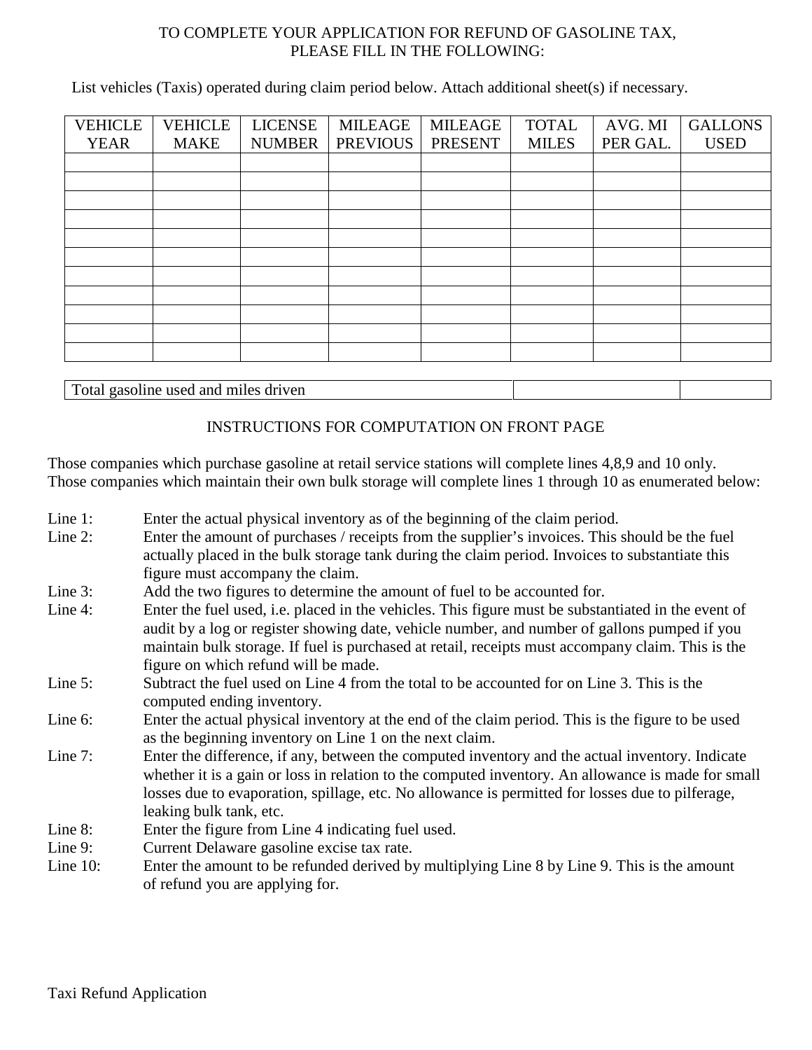TO COMPLETE YOUR APPLICATION FOR REFUND OF GASOLINE TAX,
PLEASE FILL IN THE FOLLOWING:

List vehicles (Taxis) operated during claim period below. Attach additional sheet(s) if necessary.

| VEHICLE YEAR | VEHICLE MAKE | LICENSE NUMBER | MILEAGE PREVIOUS | MILEAGE PRESENT | TOTAL MILES | AVG. MI PER GAL. | GALLONS USED |
|---|---|---|---|---|---|---|---|
| | | | | | | | |
| | | | | | | | |
| | | | | | | | |
| | | | | | | | |
| | | | | | | | |
| | | | | | | | |
| | | | | | | | |
| | | | | | | | |
| | | | | | | | |
| | | | | | | | |
| | | | | | | | |

| | | |
|---|---|---|
| Total gasoline used and miles driven | | |

INSTRUCTIONS FOR COMPUTATION ON FRONT PAGE

Those companies which purchase gasoline at retail service stations will complete lines 4,8,9 and 10 only.
Those companies which maintain their own bulk storage will complete lines 1 through 10 as enumerated below:

- Line 1: Enter the actual physical inventory as of the beginning of the claim period.
- Line 2: Enter the amount of purchases / receipts from the supplier's invoices. This should be the fuel actually placed in the bulk storage tank during the claim period. Invoices to substantiate this figure must accompany the claim.
- Line 3: Add the two figures to determine the amount of fuel to be accounted for.
- Line 4: Enter the fuel used, i.e. placed in the vehicles. This figure must be substantiated in the event of audit by a log or register showing date, vehicle number, and number of gallons pumped if you maintain bulk storage. If fuel is purchased at retail, receipts must accompany claim. This is the figure on which refund will be made.
- Line 5: Subtract the fuel used on Line 4 from the total to be accounted for on Line 3. This is the computed ending inventory.
- Line 6: Enter the actual physical inventory at the end of the claim period. This is the figure to be used as the beginning inventory on Line 1 on the next claim.
- Line 7: Enter the difference, if any, between the computed inventory and the actual inventory. Indicate whether it is a gain or loss in relation to the computed inventory. An allowance is made for small losses due to evaporation, spillage, etc. No allowance is permitted for losses due to pilferage, leaking bulk tank, etc.
- Line 8: Enter the figure from Line 4 indicating fuel used.
- Line 9: Current Delaware gasoline excise tax rate.
- Line 10: Enter the amount to be refunded derived by multiplying Line 8 by Line 9. This is the amount of refund you are applying for.

Taxi Refund Application